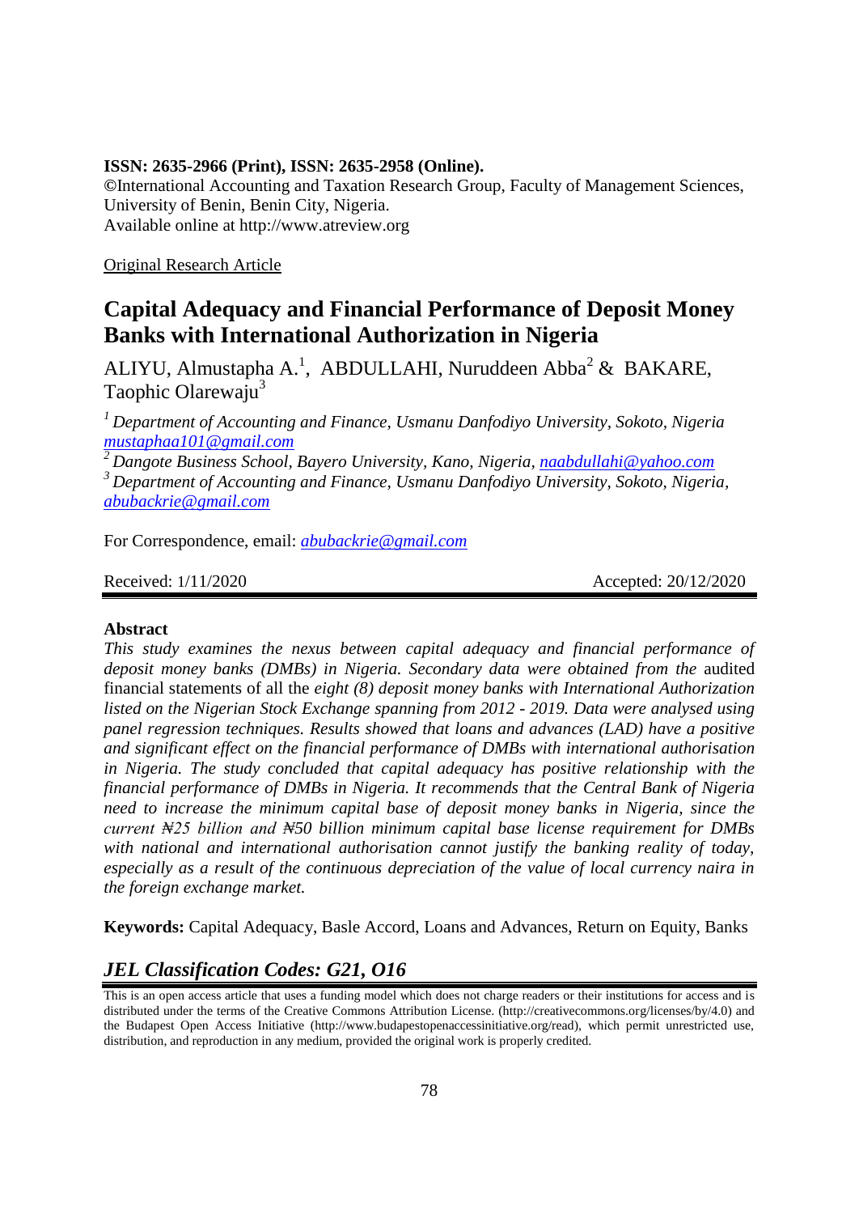**ISSN: 2635-2966 (Print), ISSN: 2635-2958 (Online).**
**©**International Accounting and Taxation Research Group, Faculty of Management Sciences, University of Benin, Benin City, Nigeria.
Available online at http://www.atreview.org

Original Research Article

# Capital Adequacy and Financial Performance of Deposit Money Banks with International Authorization in Nigeria

ALIYU, Almustapha A.[1], ABDULLAHI, Nuruddeen Abba[2] & BAKARE, Taophic Olarewaju[3]

[1] *Department of Accounting and Finance, Usmanu Danfodiyo University, Sokoto, Nigeria* *mustaphaa101@gmail.com*

[2] *Dangote Business School, Bayero University, Kano, Nigeria, naabdullahi@yahoo.com*

[3] *Department of Accounting and Finance, Usmanu Danfodiyo University, Sokoto, Nigeria, abubackrie@gmail.com*

For Correspondence, email: *abubackrie@gmail.com*

Received: 1/11/2020 Accepted: 20/12/2020

**Abstract**

*This study examines the nexus between capital adequacy and financial performance of deposit money banks (DMBs) in Nigeria. Secondary data were obtained from the* audited financial statements of all the *eight (8) deposit money banks with International Authorization listed on the Nigerian Stock Exchange spanning from 2012 - 2019. Data were analysed using panel regression techniques. Results showed that loans and advances (LAD) have a positive and significant effect on the financial performance of DMBs with international authorisation in Nigeria. The study concluded that capital adequacy has positive relationship with the financial performance of DMBs in Nigeria. It recommends that the Central Bank of Nigeria need to increase the minimum capital base of deposit money banks in Nigeria, since the current ₦25 billion and ₦50 billion minimum capital base license requirement for DMBs with national and international authorisation cannot justify the banking reality of today, especially as a result of the continuous depreciation of the value of local currency naira in the foreign exchange market.*

**Keywords:** Capital Adequacy, Basle Accord, Loans and Advances, Return on Equity, Banks

## *JEL Classification Codes: G21, O16*

This is an open access article that uses a funding model which does not charge readers or their institutions for access and is distributed under the terms of the Creative Commons Attribution License. (http://creativecommons.org/licenses/by/4.0) and the Budapest Open Access Initiative (http://www.budapestopenaccessinitiative.org/read), which permit unrestricted use, distribution, and reproduction in any medium, provided the original work is properly credited.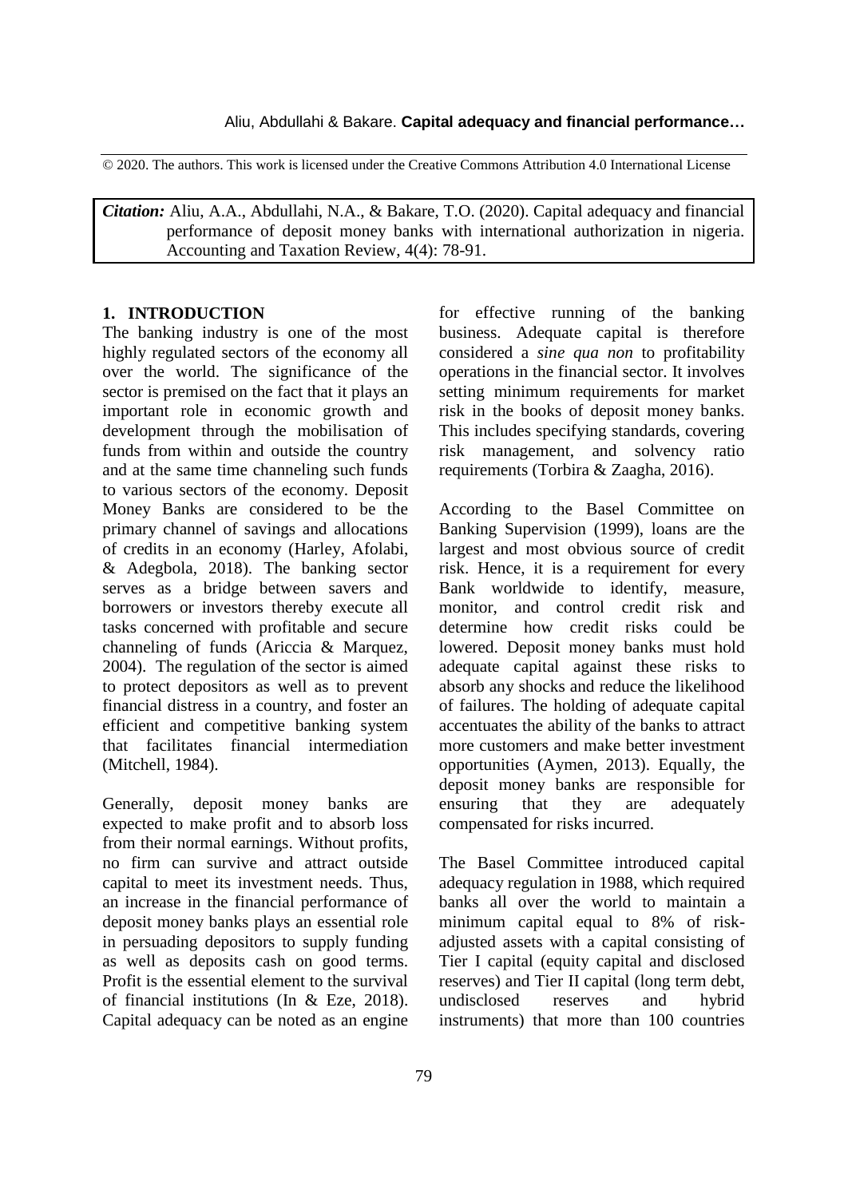© 2020. The authors. This work is licensed under the Creative Commons Attribution 4.0 International License

***Citation:*** Aliu, A.A., Abdullahi, N.A., & Bakare, T.O. (2020). Capital adequacy and financial performance of deposit money banks with international authorization in nigeria. Accounting and Taxation Review, 4(4): 78-91.

## 1. INTRODUCTION

The banking industry is one of the most highly regulated sectors of the economy all over the world. The significance of the sector is premised on the fact that it plays an important role in economic growth and development through the mobilisation of funds from within and outside the country and at the same time channeling such funds to various sectors of the economy. Deposit Money Banks are considered to be the primary channel of savings and allocations of credits in an economy (Harley, Afolabi, & Adegbola, 2018). The banking sector serves as a bridge between savers and borrowers or investors thereby execute all tasks concerned with profitable and secure channeling of funds (Ariccia & Marquez, 2004). The regulation of the sector is aimed to protect depositors as well as to prevent financial distress in a country, and foster an efficient and competitive banking system that facilitates financial intermediation (Mitchell, 1984).

Generally, deposit money banks are expected to make profit and to absorb loss from their normal earnings. Without profits, no firm can survive and attract outside capital to meet its investment needs. Thus, an increase in the financial performance of deposit money banks plays an essential role in persuading depositors to supply funding as well as deposits cash on good terms. Profit is the essential element to the survival of financial institutions (In & Eze, 2018). Capital adequacy can be noted as an engine for effective running of the banking business. Adequate capital is therefore considered a *sine qua non* to profitability operations in the financial sector. It involves setting minimum requirements for market risk in the books of deposit money banks. This includes specifying standards, covering risk management, and solvency ratio requirements (Torbira & Zaagha, 2016).

According to the Basel Committee on Banking Supervision (1999), loans are the largest and most obvious source of credit risk. Hence, it is a requirement for every Bank worldwide to identify, measure, monitor, and control credit risk and determine how credit risks could be lowered. Deposit money banks must hold adequate capital against these risks to absorb any shocks and reduce the likelihood of failures. The holding of adequate capital accentuates the ability of the banks to attract more customers and make better investment opportunities (Aymen, 2013). Equally, the deposit money banks are responsible for ensuring that they are adequately compensated for risks incurred.

The Basel Committee introduced capital adequacy regulation in 1988, which required banks all over the world to maintain a minimum capital equal to 8% of risk-adjusted assets with a capital consisting of Tier I capital (equity capital and disclosed reserves) and Tier II capital (long term debt, undisclosed reserves and hybrid instruments) that more than 100 countries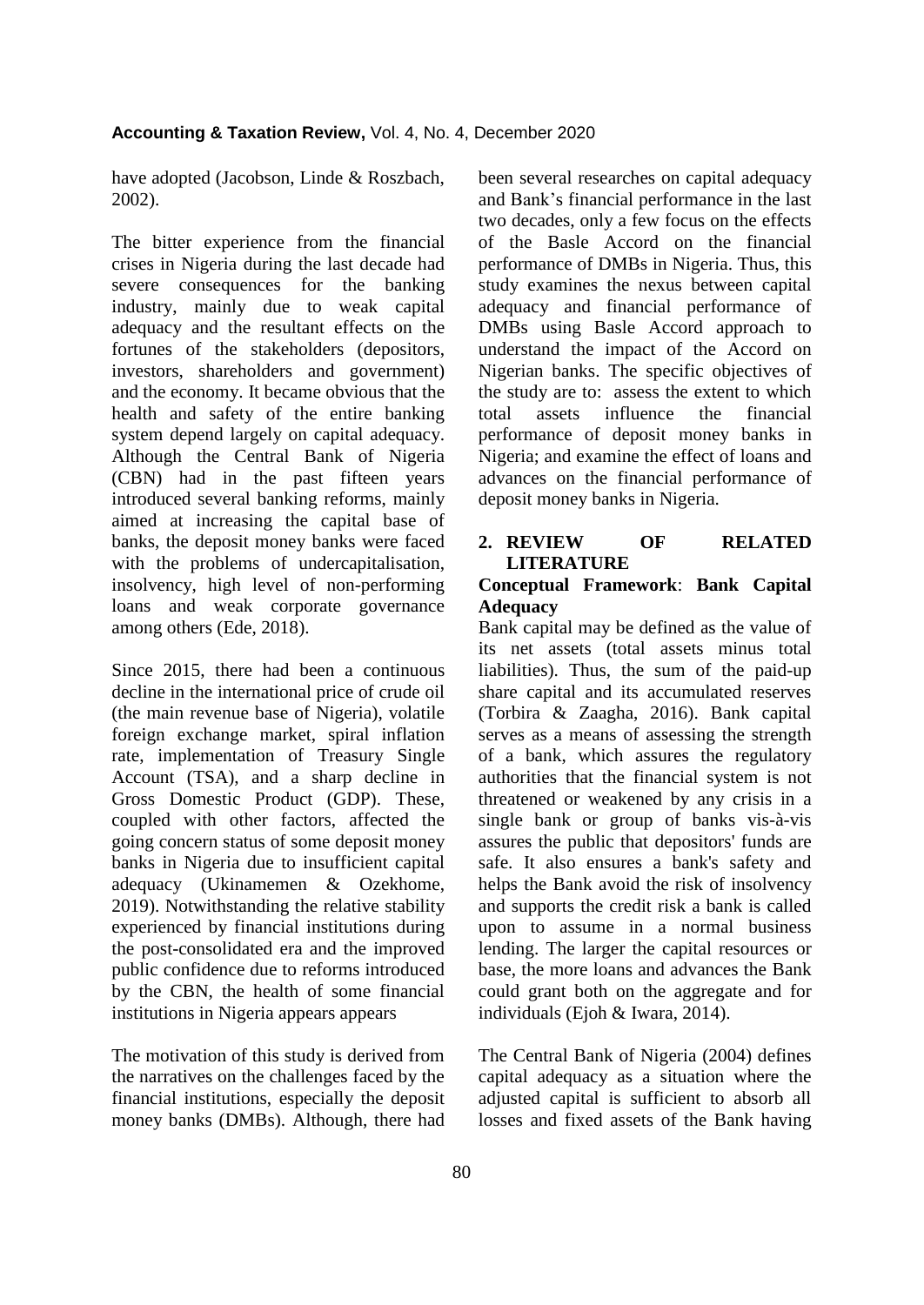have adopted (Jacobson, Linde & Roszbach, 2002).

The bitter experience from the financial crises in Nigeria during the last decade had severe consequences for the banking industry, mainly due to weak capital adequacy and the resultant effects on the fortunes of the stakeholders (depositors, investors, shareholders and government) and the economy. It became obvious that the health and safety of the entire banking system depend largely on capital adequacy. Although the Central Bank of Nigeria (CBN) had in the past fifteen years introduced several banking reforms, mainly aimed at increasing the capital base of banks, the deposit money banks were faced with the problems of undercapitalisation, insolvency, high level of non-performing loans and weak corporate governance among others (Ede, 2018).

Since 2015, there had been a continuous decline in the international price of crude oil (the main revenue base of Nigeria), volatile foreign exchange market, spiral inflation rate, implementation of Treasury Single Account (TSA), and a sharp decline in Gross Domestic Product (GDP). These, coupled with other factors, affected the going concern status of some deposit money banks in Nigeria due to insufficient capital adequacy (Ukinamemen & Ozekhome, 2019). Notwithstanding the relative stability experienced by financial institutions during the post-consolidated era and the improved public confidence due to reforms introduced by the CBN, the health of some financial institutions in Nigeria appears appears

The motivation of this study is derived from the narratives on the challenges faced by the financial institutions, especially the deposit money banks (DMBs). Although, there had been several researches on capital adequacy and Bank's financial performance in the last two decades, only a few focus on the effects of the Basle Accord on the financial performance of DMBs in Nigeria. Thus, this study examines the nexus between capital adequacy and financial performance of DMBs using Basle Accord approach to understand the impact of the Accord on Nigerian banks. The specific objectives of the study are to: assess the extent to which total assets influence the financial performance of deposit money banks in Nigeria; and examine the effect of loans and advances on the financial performance of deposit money banks in Nigeria.

## 2. REVIEW OF RELATED LITERATURE

### Conceptual Framework: Bank Capital Adequacy

Bank capital may be defined as the value of its net assets (total assets minus total liabilities). Thus, the sum of the paid-up share capital and its accumulated reserves (Torbira & Zaagha, 2016). Bank capital serves as a means of assessing the strength of a bank, which assures the regulatory authorities that the financial system is not threatened or weakened by any crisis in a single bank or group of banks vis-à-vis assures the public that depositors' funds are safe. It also ensures a bank's safety and helps the Bank avoid the risk of insolvency and supports the credit risk a bank is called upon to assume in a normal business lending. The larger the capital resources or base, the more loans and advances the Bank could grant both on the aggregate and for individuals (Ejoh & Iwara, 2014).

The Central Bank of Nigeria (2004) defines capital adequacy as a situation where the adjusted capital is sufficient to absorb all losses and fixed assets of the Bank having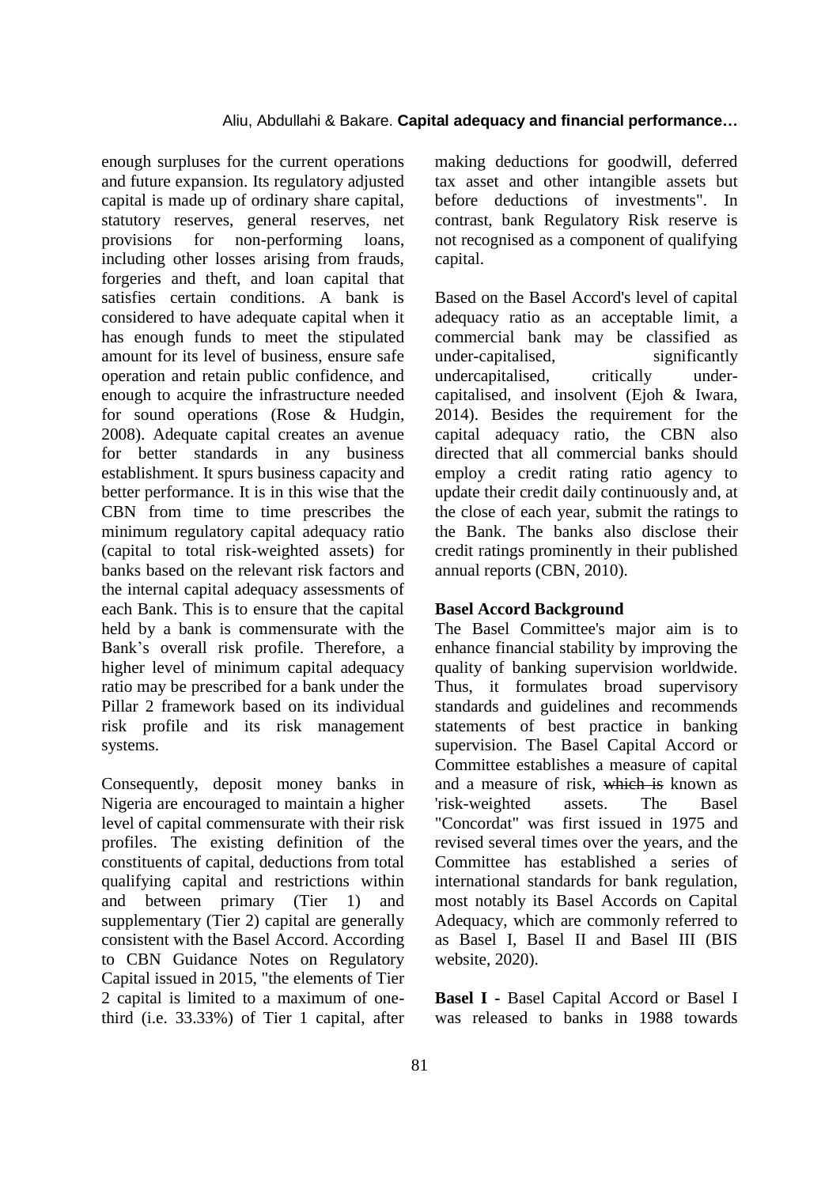enough surpluses for the current operations and future expansion. Its regulatory adjusted capital is made up of ordinary share capital, statutory reserves, general reserves, net provisions for non-performing loans, including other losses arising from frauds, forgeries and theft, and loan capital that satisfies certain conditions. A bank is considered to have adequate capital when it has enough funds to meet the stipulated amount for its level of business, ensure safe operation and retain public confidence, and enough to acquire the infrastructure needed for sound operations (Rose & Hudgin, 2008). Adequate capital creates an avenue for better standards in any business establishment. It spurs business capacity and better performance. It is in this wise that the CBN from time to time prescribes the minimum regulatory capital adequacy ratio (capital to total risk-weighted assets) for banks based on the relevant risk factors and the internal capital adequacy assessments of each Bank. This is to ensure that the capital held by a bank is commensurate with the Bank's overall risk profile. Therefore, a higher level of minimum capital adequacy ratio may be prescribed for a bank under the Pillar 2 framework based on its individual risk profile and its risk management systems.

Consequently, deposit money banks in Nigeria are encouraged to maintain a higher level of capital commensurate with their risk profiles. The existing definition of the constituents of capital, deductions from total qualifying capital and restrictions within and between primary (Tier 1) and supplementary (Tier 2) capital are generally consistent with the Basel Accord. According to CBN Guidance Notes on Regulatory Capital issued in 2015, "the elements of Tier 2 capital is limited to a maximum of one-third (i.e. 33.33%) of Tier 1 capital, after making deductions for goodwill, deferred tax asset and other intangible assets but before deductions of investments". In contrast, bank Regulatory Risk reserve is not recognised as a component of qualifying capital.

Based on the Basel Accord's level of capital adequacy ratio as an acceptable limit, a commercial bank may be classified as under-capitalised, significantly undercapitalised, critically under-capitalised, and insolvent (Ejoh & Iwara, 2014). Besides the requirement for the capital adequacy ratio, the CBN also directed that all commercial banks should employ a credit rating ratio agency to update their credit daily continuously and, at the close of each year, submit the ratings to the Bank. The banks also disclose their credit ratings prominently in their published annual reports (CBN, 2010).

### Basel Accord Background

The Basel Committee's major aim is to enhance financial stability by improving the quality of banking supervision worldwide. Thus, it formulates broad supervisory standards and guidelines and recommends statements of best practice in banking supervision. The Basel Capital Accord or Committee establishes a measure of capital and a measure of risk, ~~which is~~ known as 'risk-weighted assets. The Basel "Concordat" was first issued in 1975 and revised several times over the years, and the Committee has established a series of international standards for bank regulation, most notably its Basel Accords on Capital Adequacy, which are commonly referred to as Basel I, Basel II and Basel III (BIS website, 2020).

**Basel I -** Basel Capital Accord or Basel I was released to banks in 1988 towards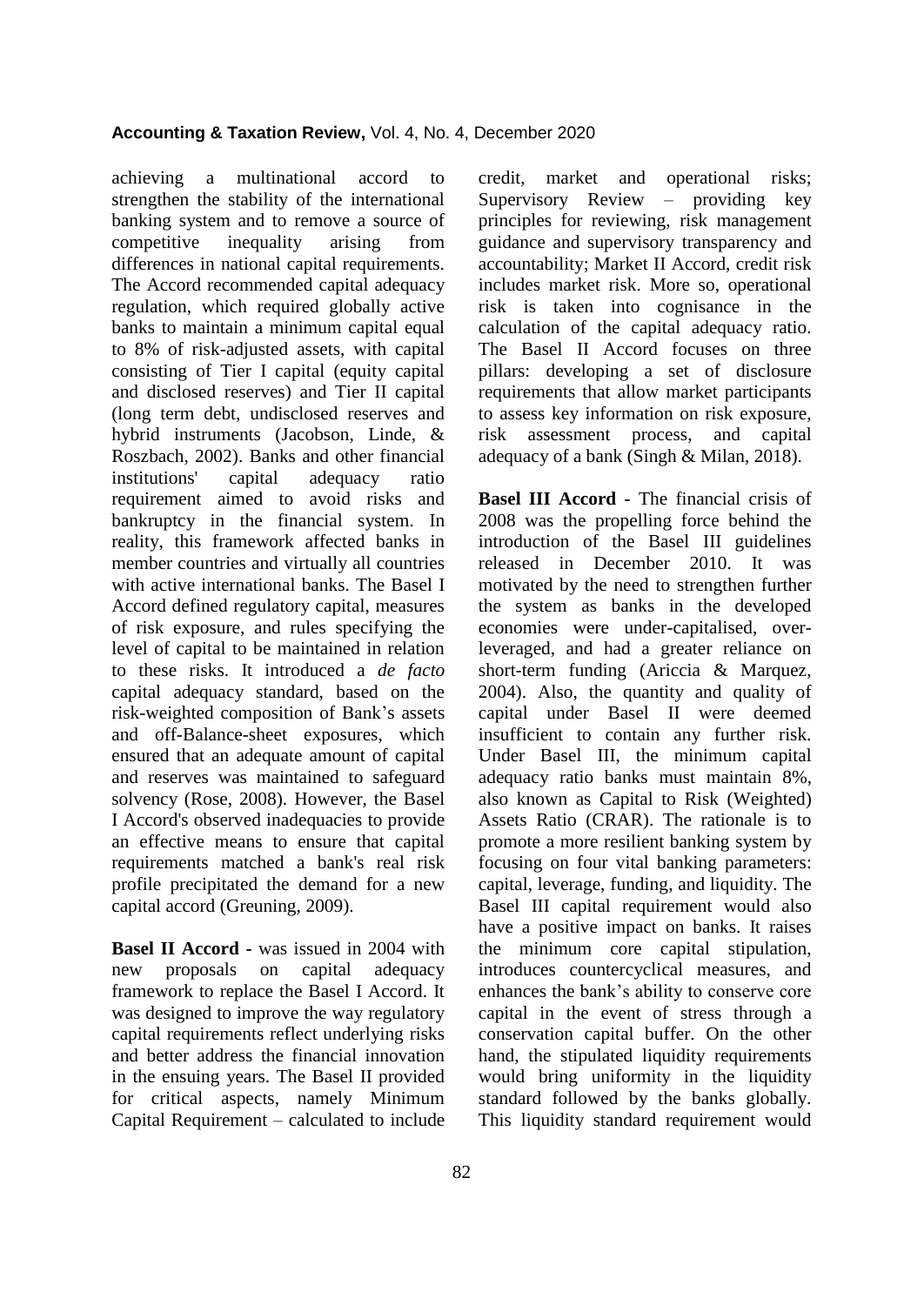achieving a multinational accord to strengthen the stability of the international banking system and to remove a source of competitive inequality arising from differences in national capital requirements. The Accord recommended capital adequacy regulation, which required globally active banks to maintain a minimum capital equal to 8% of risk-adjusted assets, with capital consisting of Tier I capital (equity capital and disclosed reserves) and Tier II capital (long term debt, undisclosed reserves and hybrid instruments (Jacobson, Linde, & Roszbach, 2002). Banks and other financial institutions' capital adequacy ratio requirement aimed to avoid risks and bankruptcy in the financial system. In reality, this framework affected banks in member countries and virtually all countries with active international banks. The Basel I Accord defined regulatory capital, measures of risk exposure, and rules specifying the level of capital to be maintained in relation to these risks. It introduced a *de facto* capital adequacy standard, based on the risk-weighted composition of Bank's assets and off-Balance-sheet exposures, which ensured that an adequate amount of capital and reserves was maintained to safeguard solvency (Rose, 2008). However, the Basel I Accord's observed inadequacies to provide an effective means to ensure that capital requirements matched a bank's real risk profile precipitated the demand for a new capital accord (Greuning, 2009).

**Basel II Accord -** was issued in 2004 with new proposals on capital adequacy framework to replace the Basel I Accord. It was designed to improve the way regulatory capital requirements reflect underlying risks and better address the financial innovation in the ensuing years. The Basel II provided for critical aspects, namely Minimum Capital Requirement – calculated to include credit, market and operational risks; Supervisory Review – providing key principles for reviewing, risk management guidance and supervisory transparency and accountability; Market II Accord, credit risk includes market risk. More so, operational risk is taken into cognisance in the calculation of the capital adequacy ratio. The Basel II Accord focuses on three pillars: developing a set of disclosure requirements that allow market participants to assess key information on risk exposure, risk assessment process, and capital adequacy of a bank (Singh & Milan, 2018).

**Basel III Accord -** The financial crisis of 2008 was the propelling force behind the introduction of the Basel III guidelines released in December 2010. It was motivated by the need to strengthen further the system as banks in the developed economies were under-capitalised, over-leveraged, and had a greater reliance on short-term funding (Ariccia & Marquez, 2004). Also, the quantity and quality of capital under Basel II were deemed insufficient to contain any further risk. Under Basel III, the minimum capital adequacy ratio banks must maintain 8%, also known as Capital to Risk (Weighted) Assets Ratio (CRAR). The rationale is to promote a more resilient banking system by focusing on four vital banking parameters: capital, leverage, funding, and liquidity. The Basel III capital requirement would also have a positive impact on banks. It raises the minimum core capital stipulation, introduces countercyclical measures, and enhances the bank's ability to conserve core capital in the event of stress through a conservation capital buffer. On the other hand, the stipulated liquidity requirements would bring uniformity in the liquidity standard followed by the banks globally. This liquidity standard requirement would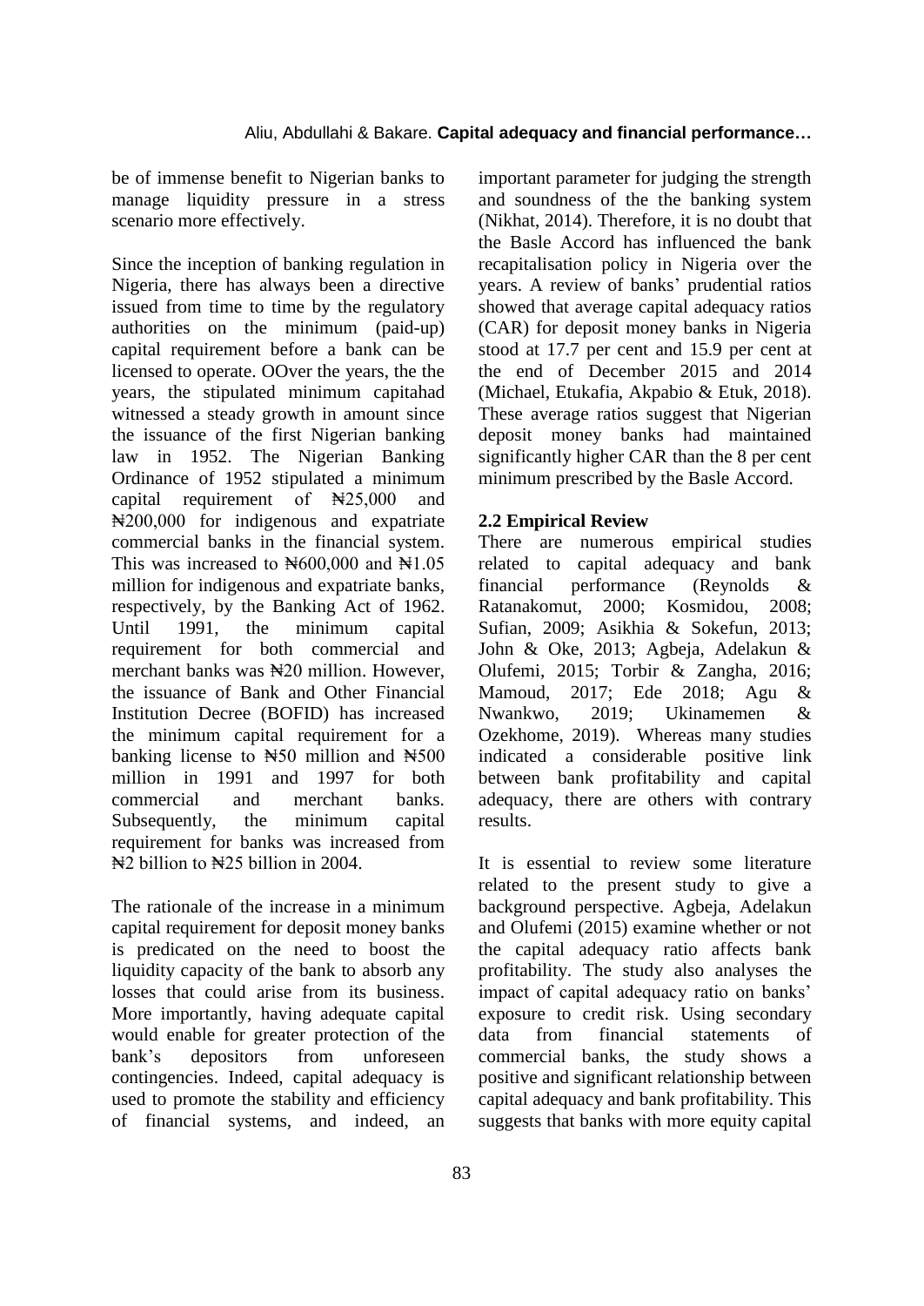be of immense benefit to Nigerian banks to manage liquidity pressure in a stress scenario more effectively.

Since the inception of banking regulation in Nigeria, there has always been a directive issued from time to time by the regulatory authorities on the minimum (paid-up) capital requirement before a bank can be licensed to operate. OOver the years, the the years, the stipulated minimum capitahad witnessed a steady growth in amount since the issuance of the first Nigerian banking law in 1952. The Nigerian Banking Ordinance of 1952 stipulated a minimum capital requirement of ₦25,000 and ₦200,000 for indigenous and expatriate commercial banks in the financial system. This was increased to ₦600,000 and ₦1.05 million for indigenous and expatriate banks, respectively, by the Banking Act of 1962. Until 1991, the minimum capital requirement for both commercial and merchant banks was ₦20 million. However, the issuance of Bank and Other Financial Institution Decree (BOFID) has increased the minimum capital requirement for a banking license to ₦50 million and ₦500 million in 1991 and 1997 for both commercial and merchant banks. Subsequently, the minimum capital requirement for banks was increased from ₦2 billion to ₦25 billion in 2004.

The rationale of the increase in a minimum capital requirement for deposit money banks is predicated on the need to boost the liquidity capacity of the bank to absorb any losses that could arise from its business. More importantly, having adequate capital would enable for greater protection of the bank's depositors from unforeseen contingencies. Indeed, capital adequacy is used to promote the stability and efficiency of financial systems, and indeed, an important parameter for judging the strength and soundness of the the banking system (Nikhat, 2014). Therefore, it is no doubt that the Basle Accord has influenced the bank recapitalisation policy in Nigeria over the years. A review of banks' prudential ratios showed that average capital adequacy ratios (CAR) for deposit money banks in Nigeria stood at 17.7 per cent and 15.9 per cent at the end of December 2015 and 2014 (Michael, Etukafia, Akpabio & Etuk, 2018). These average ratios suggest that Nigerian deposit money banks had maintained significantly higher CAR than the 8 per cent minimum prescribed by the Basle Accord.

## 2.2 Empirical Review

There are numerous empirical studies related to capital adequacy and bank financial performance (Reynolds & Ratanakomut, 2000; Kosmidou, 2008; Sufian, 2009; Asikhia & Sokefun, 2013; John & Oke, 2013; Agbeja, Adelakun & Olufemi, 2015; Torbir & Zangha, 2016; Mamoud, 2017; Ede 2018; Agu & Nwankwo, 2019; Ukinamemen & Ozekhome, 2019). Whereas many studies indicated a considerable positive link between bank profitability and capital adequacy, there are others with contrary results.

It is essential to review some literature related to the present study to give a background perspective. Agbeja, Adelakun and Olufemi (2015) examine whether or not the capital adequacy ratio affects bank profitability. The study also analyses the impact of capital adequacy ratio on banks' exposure to credit risk. Using secondary data from financial statements of commercial banks, the study shows a positive and significant relationship between capital adequacy and bank profitability. This suggests that banks with more equity capital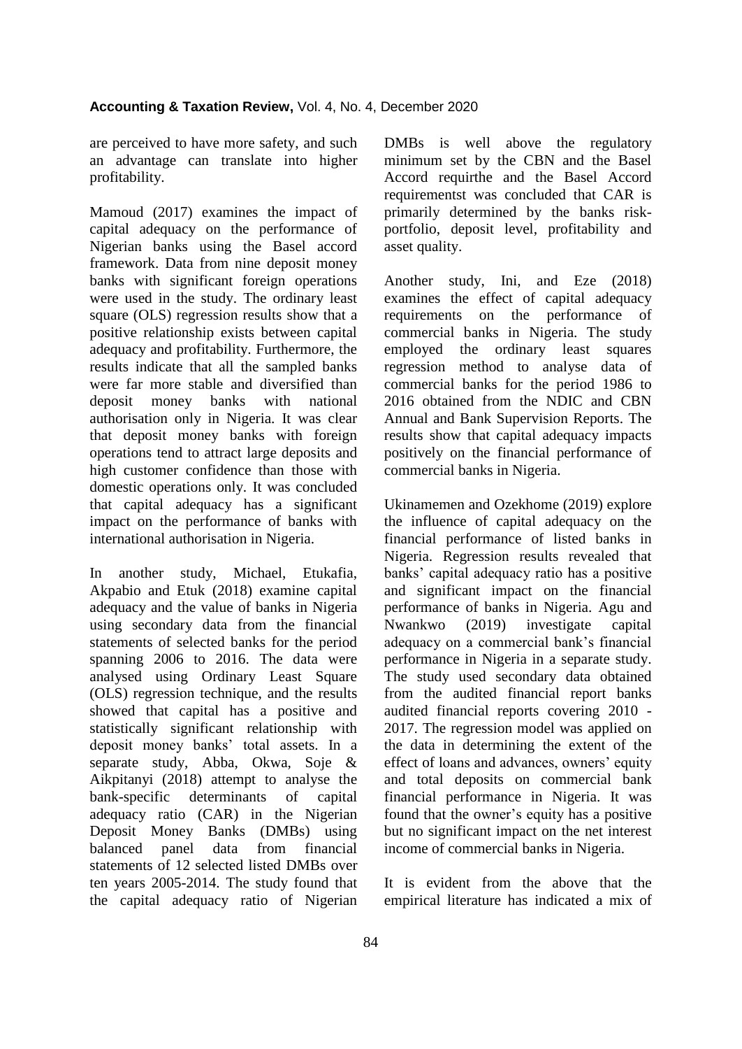are perceived to have more safety, and such an advantage can translate into higher profitability.

Mamoud (2017) examines the impact of capital adequacy on the performance of Nigerian banks using the Basel accord framework. Data from nine deposit money banks with significant foreign operations were used in the study. The ordinary least square (OLS) regression results show that a positive relationship exists between capital adequacy and profitability. Furthermore, the results indicate that all the sampled banks were far more stable and diversified than deposit money banks with national authorisation only in Nigeria. It was clear that deposit money banks with foreign operations tend to attract large deposits and high customer confidence than those with domestic operations only. It was concluded that capital adequacy has a significant impact on the performance of banks with international authorisation in Nigeria.

In another study, Michael, Etukafia, Akpabio and Etuk (2018) examine capital adequacy and the value of banks in Nigeria using secondary data from the financial statements of selected banks for the period spanning 2006 to 2016. The data were analysed using Ordinary Least Square (OLS) regression technique, and the results showed that capital has a positive and statistically significant relationship with deposit money banks' total assets. In a separate study, Abba, Okwa, Soje & Aikpitanyi (2018) attempt to analyse the bank-specific determinants of capital adequacy ratio (CAR) in the Nigerian Deposit Money Banks (DMBs) using balanced panel data from financial statements of 12 selected listed DMBs over ten years 2005-2014. The study found that the capital adequacy ratio of Nigerian DMBs is well above the regulatory minimum set by the CBN and the Basel Accord requirthe and the Basel Accord requirementst was concluded that CAR is primarily determined by the banks risk-portfolio, deposit level, profitability and asset quality.

Another study, Ini, and Eze (2018) examines the effect of capital adequacy requirements on the performance of commercial banks in Nigeria. The study employed the ordinary least squares regression method to analyse data of commercial banks for the period 1986 to 2016 obtained from the NDIC and CBN Annual and Bank Supervision Reports. The results show that capital adequacy impacts positively on the financial performance of commercial banks in Nigeria.

Ukinamemen and Ozekhome (2019) explore the influence of capital adequacy on the financial performance of listed banks in Nigeria. Regression results revealed that banks' capital adequacy ratio has a positive and significant impact on the financial performance of banks in Nigeria. Agu and Nwankwo (2019) investigate capital adequacy on a commercial bank's financial performance in Nigeria in a separate study. The study used secondary data obtained from the audited financial report banks audited financial reports covering 2010 - 2017. The regression model was applied on the data in determining the extent of the effect of loans and advances, owners' equity and total deposits on commercial bank financial performance in Nigeria. It was found that the owner's equity has a positive but no significant impact on the net interest income of commercial banks in Nigeria.

It is evident from the above that the empirical literature has indicated a mix of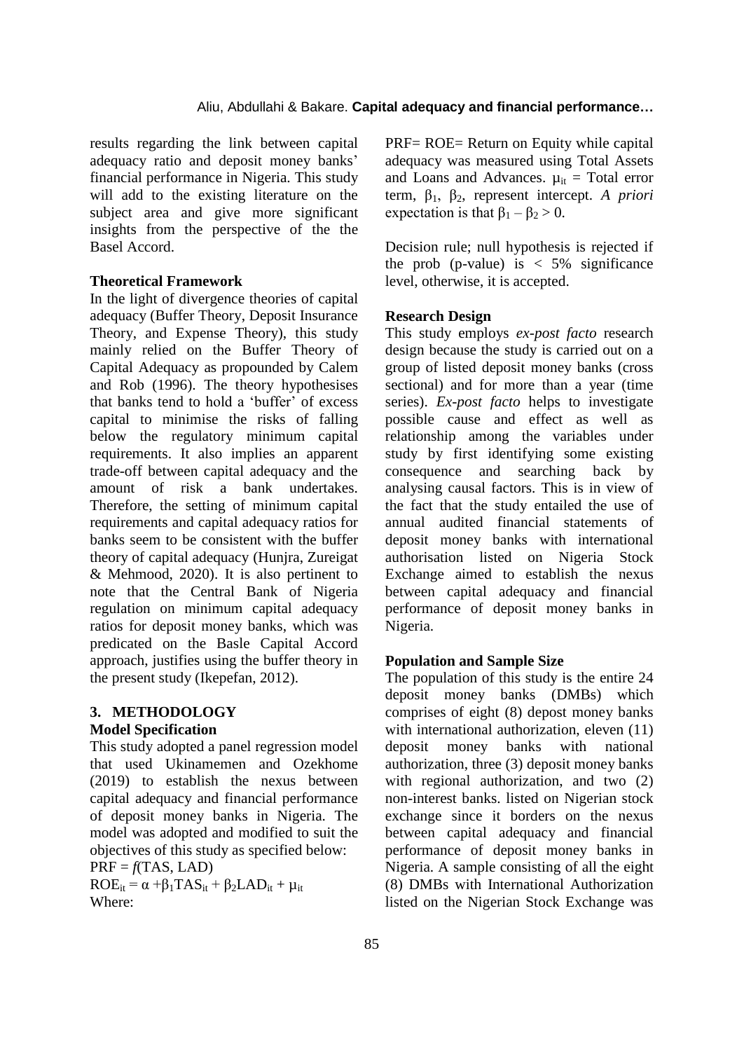results regarding the link between capital adequacy ratio and deposit money banks' financial performance in Nigeria. This study will add to the existing literature on the subject area and give more significant insights from the perspective of the the Basel Accord.

**Theoretical Framework**

In the light of divergence theories of capital adequacy (Buffer Theory, Deposit Insurance Theory, and Expense Theory), this study mainly relied on the Buffer Theory of Capital Adequacy as propounded by Calem and Rob (1996). The theory hypothesises that banks tend to hold a 'buffer' of excess capital to minimise the risks of falling below the regulatory minimum capital requirements. It also implies an apparent trade-off between capital adequacy and the amount of risk a bank undertakes. Therefore, the setting of minimum capital requirements and capital adequacy ratios for banks seem to be consistent with the buffer theory of capital adequacy (Hunjra, Zureigat & Mehmood, 2020). It is also pertinent to note that the Central Bank of Nigeria regulation on minimum capital adequacy ratios for deposit money banks, which was predicated on the Basle Capital Accord approach, justifies using the buffer theory in the present study (Ikepefan, 2012).

## 3. METHODOLOGY

**Model Specification**

This study adopted a panel regression model that used Ukinamemen and Ozekhome (2019) to establish the nexus between capital adequacy and financial performance of deposit money banks in Nigeria. The model was adopted and modified to suit the objectives of this study as specified below:

$PRF = f(TAS, LAD)$

$ROE_{it} = \alpha + \beta_1 TAS_{it} + \beta_2 LAD_{it} + \mu_{it}$

Where:

PRF= ROE= Return on Equity while capital adequacy was measured using Total Assets and Loans and Advances. $\mu_{it}$ = Total error term, $\beta_1$, $\beta_2$, represent intercept. *A priori* expectation is that $\beta_1 - \beta_2 > 0$.

Decision rule; null hypothesis is rejected if the prob (p-value) is < 5% significance level, otherwise, it is accepted.

**Research Design**

This study employs *ex-post facto* research design because the study is carried out on a group of listed deposit money banks (cross sectional) and for more than a year (time series). *Ex-post facto* helps to investigate possible cause and effect as well as relationship among the variables under study by first identifying some existing consequence and searching back by analysing causal factors. This is in view of the fact that the study entailed the use of annual audited financial statements of deposit money banks with international authorisation listed on Nigeria Stock Exchange aimed to establish the nexus between capital adequacy and financial performance of deposit money banks in Nigeria.

**Population and Sample Size**

The population of this study is the entire 24 deposit money banks (DMBs) which comprises of eight (8) depost money banks with international authorization, eleven (11) deposit money banks with national authorization, three (3) deposit money banks with regional authorization, and two (2) non-interest banks. listed on Nigerian stock exchange since it borders on the nexus between capital adequacy and financial performance of deposit money banks in Nigeria. A sample consisting of all the eight (8) DMBs with International Authorization listed on the Nigerian Stock Exchange was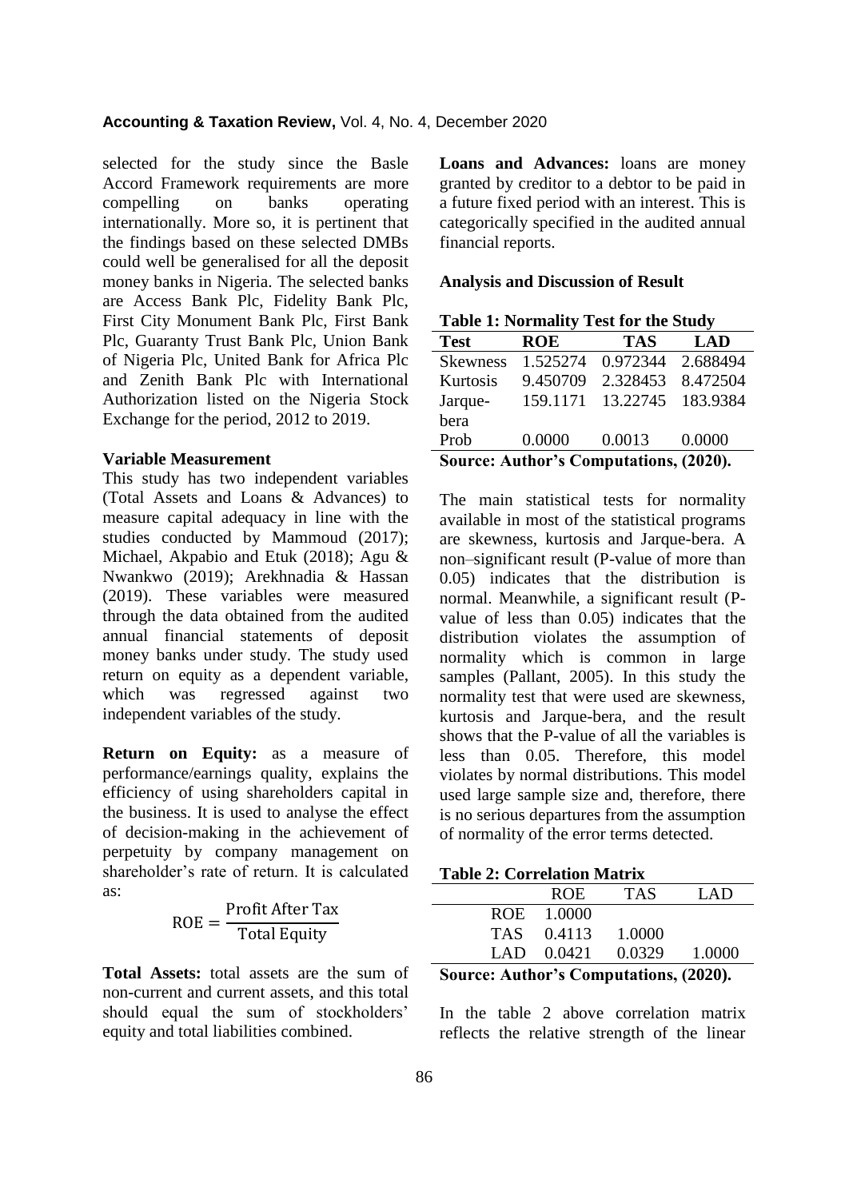selected for the study since the Basle Accord Framework requirements are more compelling on banks operating internationally. More so, it is pertinent that the findings based on these selected DMBs could well be generalised for all the deposit money banks in Nigeria. The selected banks are Access Bank Plc, Fidelity Bank Plc, First City Monument Bank Plc, First Bank Plc, Guaranty Trust Bank Plc, Union Bank of Nigeria Plc, United Bank for Africa Plc and Zenith Bank Plc with International Authorization listed on the Nigeria Stock Exchange for the period, 2012 to 2019.

**Variable Measurement**

This study has two independent variables (Total Assets and Loans & Advances) to measure capital adequacy in line with the studies conducted by Mammoud (2017); Michael, Akpabio and Etuk (2018); Agu & Nwankwo (2019); Arekhnadia & Hassan (2019). These variables were measured through the data obtained from the audited annual financial statements of deposit money banks under study. The study used return on equity as a dependent variable, which was regressed against two independent variables of the study.

**Return on Equity:** as a measure of performance/earnings quality, explains the efficiency of using shareholders capital in the business. It is used to analyse the effect of decision-making in the achievement of perpetuity by company management on shareholder's rate of return. It is calculated as:

$$\text{ROE} = \frac{\text{Profit After Tax}}{\text{Total Equity}}$$

**Total Assets:** total assets are the sum of non-current and current assets, and this total should equal the sum of stockholders' equity and total liabilities combined.

**Loans and Advances:** loans are money granted by creditor to a debtor to be paid in a future fixed period with an interest. This is categorically specified in the audited annual financial reports.

**Analysis and Discussion of Result**

**Table 1: Normality Test for the Study**

| Test | ROE | TAS | LAD |
|---|---|---|---|
| Skewness | 1.525274 | 0.972344 | 2.688494 |
| Kurtosis | 9.450709 | 2.328453 | 8.472504 |
| Jarque-bera | 159.1171 | 13.22745 | 183.9384 |
| Prob | 0.0000 | 0.0013 | 0.0000 |

**Source: Author's Computations, (2020).**

The main statistical tests for normality available in most of the statistical programs are skewness, kurtosis and Jarque-bera. A non–significant result (P-value of more than 0.05) indicates that the distribution is normal. Meanwhile, a significant result (P-value of less than 0.05) indicates that the distribution violates the assumption of normality which is common in large samples (Pallant, 2005). In this study the normality test that were used are skewness, kurtosis and Jarque-bera, and the result shows that the P-value of all the variables is less than 0.05. Therefore, this model violates by normal distributions. This model used large sample size and, therefore, there is no serious departures from the assumption of normality of the error terms detected.

**Table 2: Correlation Matrix**

| | ROE | TAS | LAD |
|---|---|---|---|
| ROE | 1.0000 | | |
| TAS | 0.4113 | 1.0000 | |
| LAD | 0.0421 | 0.0329 | 1.0000 |

**Source: Author's Computations, (2020).**

In the table 2 above correlation matrix reflects the relative strength of the linear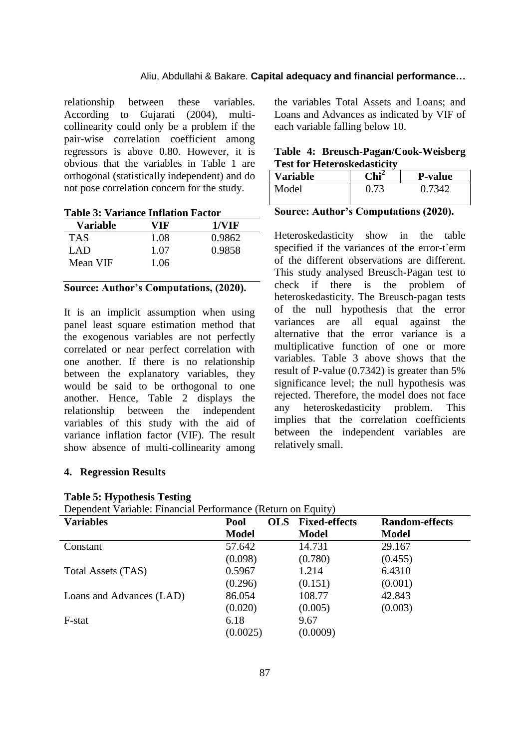relationship between these variables. According to Gujarati (2004), multi-collinearity could only be a problem if the pair-wise correlation coefficient among regressors is above 0.80. However, it is obvious that the variables in Table 1 are orthogonal (statistically independent) and do not pose correlation concern for the study.

**Table 3: Variance Inflation Factor**

| Variable | VIF | 1/VIF |
|---|---|---|
| TAS | 1.08 | 0.9862 |
| LAD | 1.07 | 0.9858 |
| Mean VIF | 1.06 | |

**Source: Author's Computations, (2020).**

It is an implicit assumption when using panel least square estimation method that the exogenous variables are not perfectly correlated or near perfect correlation with one another. If there is no relationship between the explanatory variables, they would be said to be orthogonal to one another. Hence, Table 2 displays the relationship between the independent variables of this study with the aid of variance inflation factor (VIF). The result show absence of multi-collinearity among the variables Total Assets and Loans; and Loans and Advances as indicated by VIF of each variable falling below 10.

**Table 4: Breusch-Pagan/Cook-Weisberg Test for Heteroskedasticity**

| Variable | $Chi^2$ | P-value |
|---|---|---|
| Model | 0.73 | 0.7342 |

**Source: Author's Computations (2020).**

Heteroskedasticity show in the table specified if the variances of the error-t`erm of the different observations are different. This study analysed Breusch-Pagan test to check if there is the problem of heteroskedasticity. The Breusch-pagan tests of the null hypothesis that the error variances are all equal against the alternative that the error variance is a multiplicative function of one or more variables. Table 3 above shows that the result of P-value (0.7342) is greater than 5% significance level; the null hypothesis was rejected. Therefore, the model does not face any heteroskedasticity problem. This implies that the correlation coefficients between the independent variables are relatively small.

## 4. Regression Results

**Table 5: Hypothesis Testing**

Dependent Variable: Financial Performance (Return on Equity)

| Variables | Pool OLS Model | Fixed-effects Model | Random-effects Model |
|---|---|---|---|
| Constant | 57.642 | 14.731 | 29.167 |
| | (0.098) | (0.780) | (0.455) |
| Total Assets (TAS) | 0.5967 | 1.214 | 6.4310 |
| | (0.296) | (0.151) | (0.001) |
| Loans and Advances (LAD) | 86.054 | 108.77 | 42.843 |
| | (0.020) | (0.005) | (0.003) |
| F-stat | 6.18 | 9.67 | |
| | (0.0025) | (0.0009) | |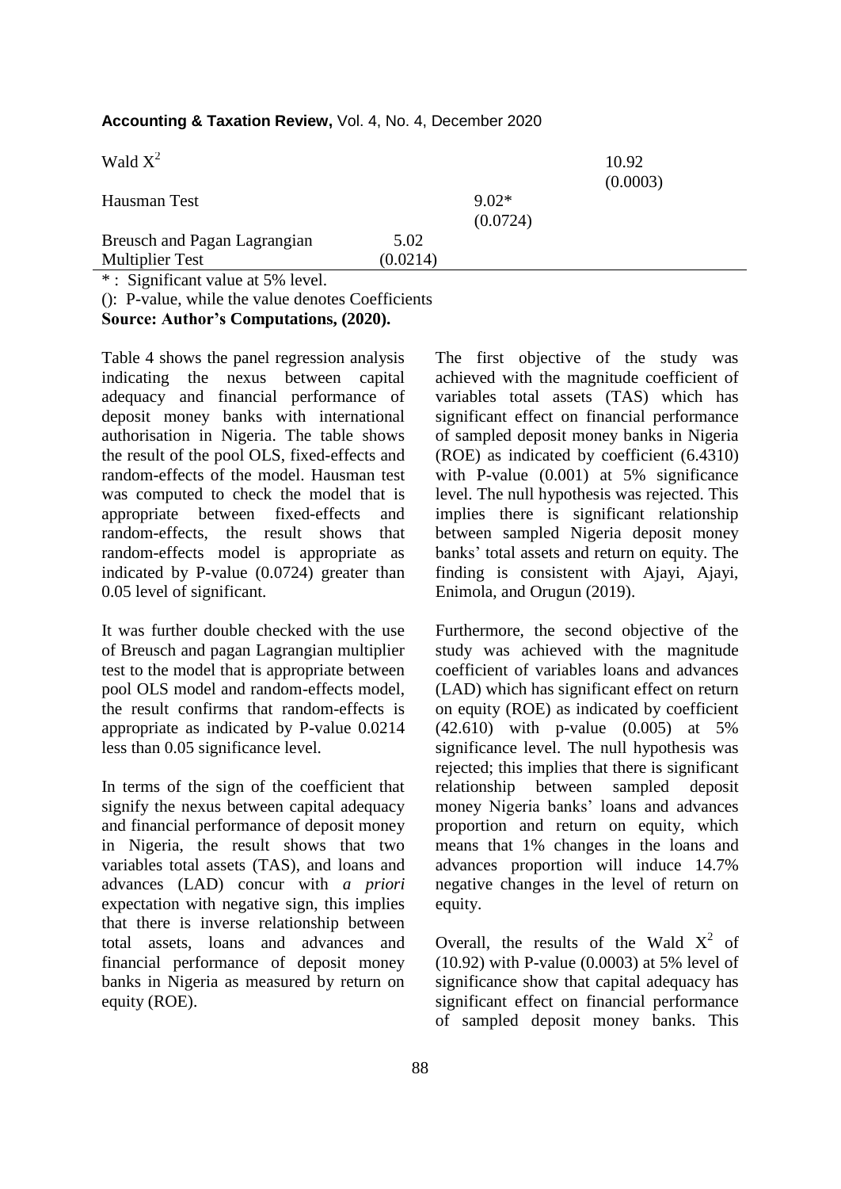| | | | |
|---|---|---|---|
| Wald $X^2$ | | | 10.92 (0.0003) |
| Hausman Test | | 9.02* (0.0724) | |
| Breusch and Pagan Lagrangian Multiplier Test | 5.02 (0.0214) | | |

* : Significant value at 5% level.

(): P-value, while the value denotes Coefficients

**Source: Author's Computations, (2020).**

Table 4 shows the panel regression analysis indicating the nexus between capital adequacy and financial performance of deposit money banks with international authorisation in Nigeria. The table shows the result of the pool OLS, fixed-effects and random-effects of the model. Hausman test was computed to check the model that is appropriate between fixed-effects and random-effects, the result shows that random-effects model is appropriate as indicated by P-value (0.0724) greater than 0.05 level of significant.

It was further double checked with the use of Breusch and pagan Lagrangian multiplier test to the model that is appropriate between pool OLS model and random-effects model, the result confirms that random-effects is appropriate as indicated by P-value 0.0214 less than 0.05 significance level.

In terms of the sign of the coefficient that signify the nexus between capital adequacy and financial performance of deposit money in Nigeria, the result shows that two variables total assets (TAS), and loans and advances (LAD) concur with *a priori* expectation with negative sign, this implies that there is inverse relationship between total assets, loans and advances and financial performance of deposit money banks in Nigeria as measured by return on equity (ROE).

The first objective of the study was achieved with the magnitude coefficient of variables total assets (TAS) which has significant effect on financial performance of sampled deposit money banks in Nigeria (ROE) as indicated by coefficient (6.4310) with P-value (0.001) at 5% significance level. The null hypothesis was rejected. This implies there is significant relationship between sampled Nigeria deposit money banks' total assets and return on equity. The finding is consistent with Ajayi, Ajayi, Enimola, and Orugun (2019).

Furthermore, the second objective of the study was achieved with the magnitude coefficient of variables loans and advances (LAD) which has significant effect on return on equity (ROE) as indicated by coefficient (42.610) with p-value (0.005) at 5% significance level. The null hypothesis was rejected; this implies that there is significant relationship between sampled deposit money Nigeria banks' loans and advances proportion and return on equity, which means that 1% changes in the loans and advances proportion will induce 14.7% negative changes in the level of return on equity.

Overall, the results of the Wald $X^2$ of (10.92) with P-value (0.0003) at 5% level of significance show that capital adequacy has significant effect on financial performance of sampled deposit money banks. This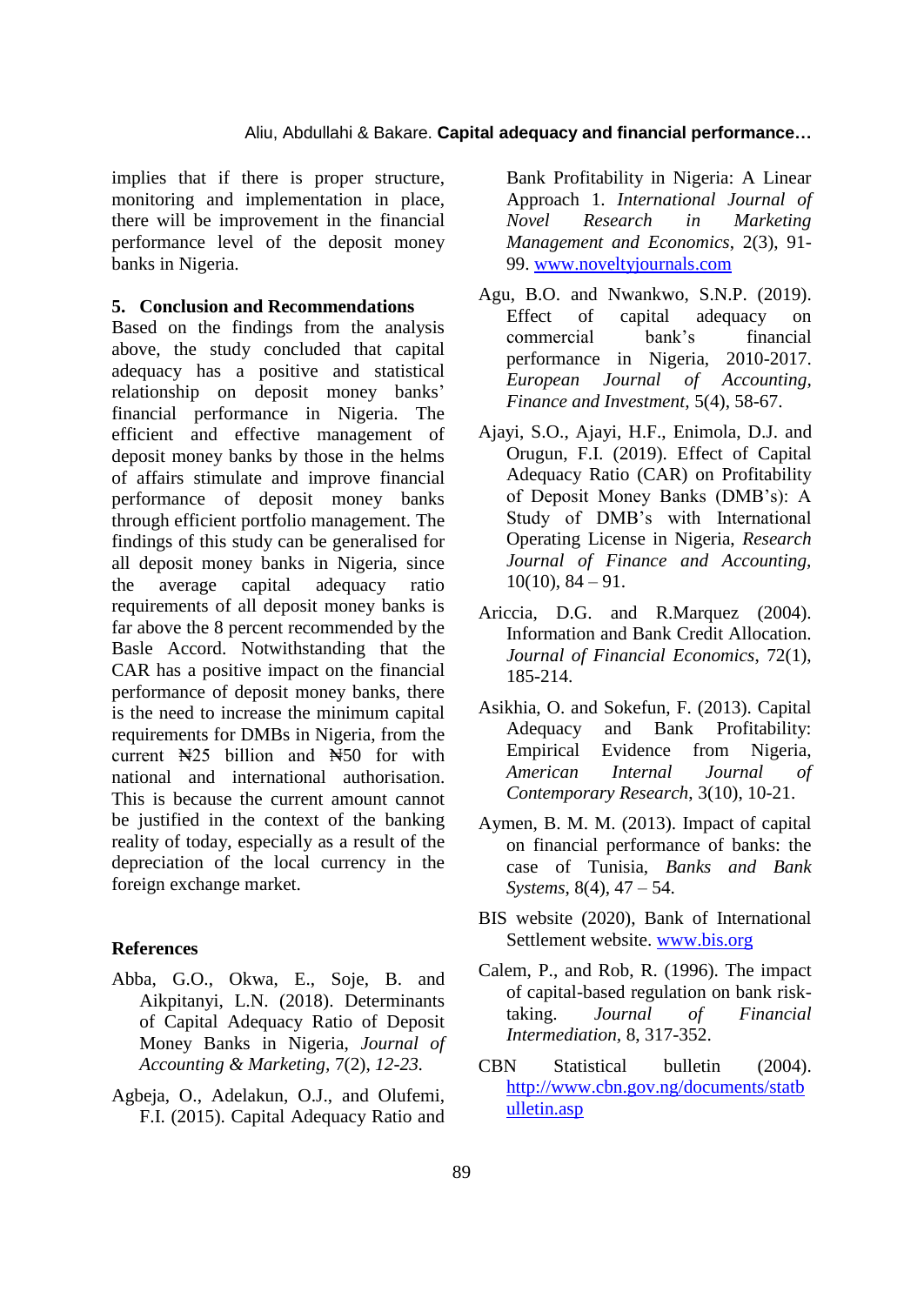implies that if there is proper structure, monitoring and implementation in place, there will be improvement in the financial performance level of the deposit money banks in Nigeria.

## 5. Conclusion and Recommendations

Based on the findings from the analysis above, the study concluded that capital adequacy has a positive and statistical relationship on deposit money banks' financial performance in Nigeria. The efficient and effective management of deposit money banks by those in the helms of affairs stimulate and improve financial performance of deposit money banks through efficient portfolio management. The findings of this study can be generalised for all deposit money banks in Nigeria, since the average capital adequacy ratio requirements of all deposit money banks is far above the 8 percent recommended by the Basle Accord. Notwithstanding that the CAR has a positive impact on the financial performance of deposit money banks, there is the need to increase the minimum capital requirements for DMBs in Nigeria, from the current ₦25 billion and ₦50 for with national and international authorisation. This is because the current amount cannot be justified in the context of the banking reality of today, especially as a result of the depreciation of the local currency in the foreign exchange market.

## References

Abba, G.O., Okwa, E., Soje, B. and Aikpitanyi, L.N. (2018). Determinants of Capital Adequacy Ratio of Deposit Money Banks in Nigeria, *Journal of Accounting & Marketing*, 7(2), *12-23.*

Agbeja, O., Adelakun, O.J., and Olufemi, F.I. (2015). Capital Adequacy Ratio and Bank Profitability in Nigeria: A Linear Approach 1. *International Journal of Novel Research in Marketing Management and Economics*, 2(3), 91-99. www.noveltyjournals.com

Agu, B.O. and Nwankwo, S.N.P. (2019). Effect of capital adequacy on commercial bank's financial performance in Nigeria, 2010-2017. *European Journal of Accounting, Finance and Investment,* 5(4), 58-67.

Ajayi, S.O., Ajayi, H.F., Enimola, D.J. and Orugun, F.I. (2019). Effect of Capital Adequacy Ratio (CAR) on Profitability of Deposit Money Banks (DMB's): A Study of DMB's with International Operating License in Nigeria, *Research Journal of Finance and Accounting*, 10(10), 84 – 91.

Ariccia, D.G. and R.Marquez (2004). Information and Bank Credit Allocation. *Journal of Financial Economics*, 72(1), 185-214.

Asikhia, O. and Sokefun, F. (2013). Capital Adequacy and Bank Profitability: Empirical Evidence from Nigeria, *American Internal Journal of Contemporary Research*, 3(10), 10-21.

Aymen, B. M. M. (2013). Impact of capital on financial performance of banks: the case of Tunisia, *Banks and Bank Systems*, 8(4), 47 – 54.

BIS website (2020), Bank of International Settlement website. www.bis.org

Calem, P., and Rob, R. (1996). The impact of capital-based regulation on bank risk-taking. *Journal of Financial Intermediation*, 8, 317-352.

CBN Statistical bulletin (2004). http://www.cbn.gov.ng/documents/statbulletin.asp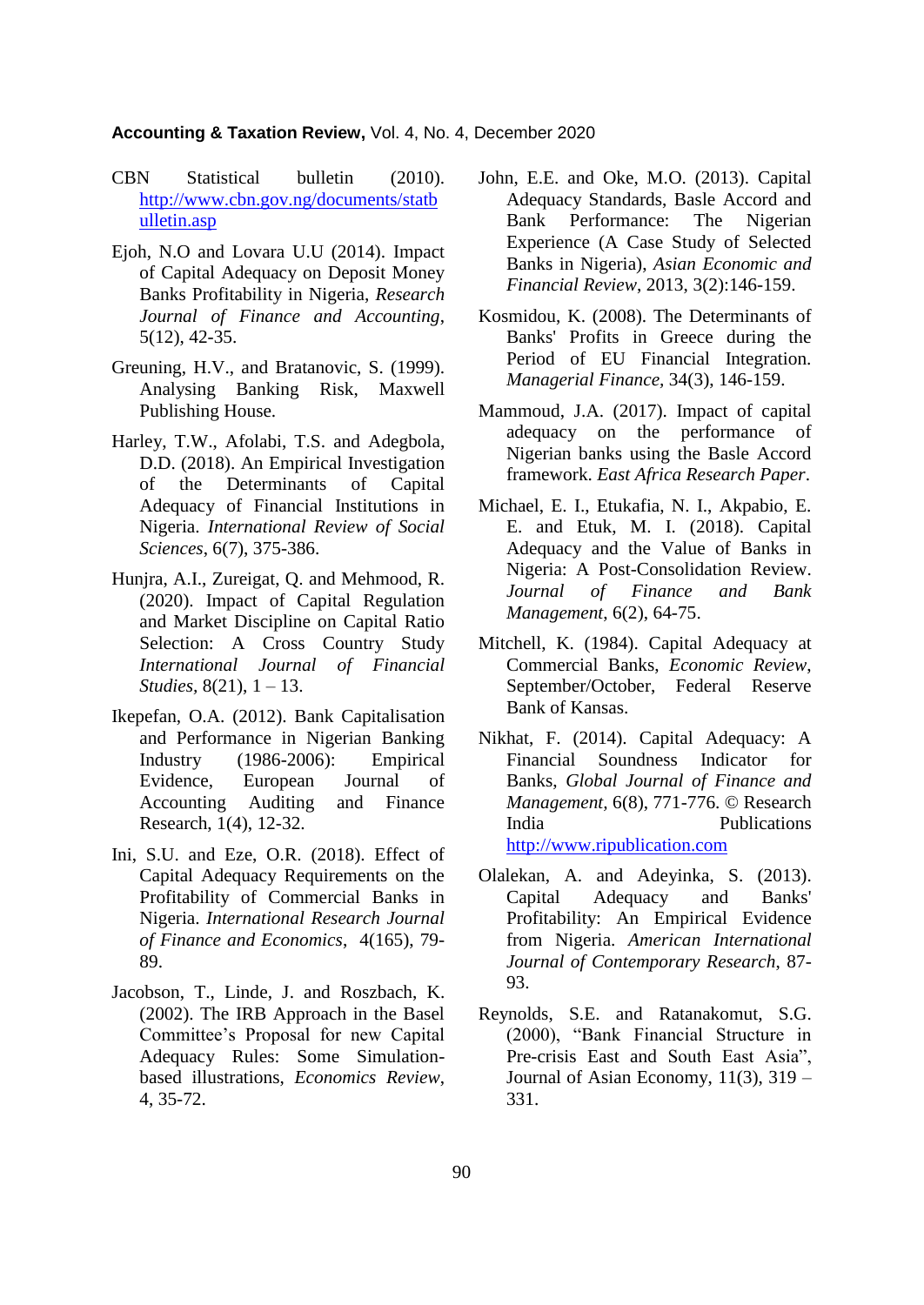CBN Statistical bulletin (2010). http://www.cbn.gov.ng/documents/statbulletin.asp

Ejoh, N.O and Lovara U.U (2014). Impact of Capital Adequacy on Deposit Money Banks Profitability in Nigeria, *Research Journal of Finance and Accounting*, 5(12), 42-35.

Greuning, H.V., and Bratanovic, S. (1999). Analysing Banking Risk, Maxwell Publishing House.

Harley, T.W., Afolabi, T.S. and Adegbola, D.D. (2018). An Empirical Investigation of the Determinants of Capital Adequacy of Financial Institutions in Nigeria. *International Review of Social Sciences*, 6(7), 375-386.

Hunjra, A.I., Zureigat, Q. and Mehmood, R. (2020). Impact of Capital Regulation and Market Discipline on Capital Ratio Selection: A Cross Country Study *International Journal of Financial Studies*, 8(21), 1 – 13.

Ikepefan, O.A. (2012). Bank Capitalisation and Performance in Nigerian Banking Industry (1986-2006): Empirical Evidence, European Journal of Accounting Auditing and Finance Research, 1(4), 12-32.

Ini, S.U. and Eze, O.R. (2018). Effect of Capital Adequacy Requirements on the Profitability of Commercial Banks in Nigeria. *International Research Journal of Finance and Economics*, 4(165), 79-89.

Jacobson, T., Linde, J. and Roszbach, K. (2002). The IRB Approach in the Basel Committee's Proposal for new Capital Adequacy Rules: Some Simulation-based illustrations, *Economics Review*, 4, 35-72.

John, E.E. and Oke, M.O. (2013). Capital Adequacy Standards, Basle Accord and Bank Performance: The Nigerian Experience (A Case Study of Selected Banks in Nigeria), *Asian Economic and Financial Review*, 2013, 3(2):146-159.

Kosmidou, K. (2008). The Determinants of Banks' Profits in Greece during the Period of EU Financial Integration. *Managerial Finance*, 34(3), 146-159.

Mammoud, J.A. (2017). Impact of capital adequacy on the performance of Nigerian banks using the Basle Accord framework. *East Africa Research Paper*.

Michael, E. I., Etukafia, N. I., Akpabio, E. E. and Etuk, M. I. (2018). Capital Adequacy and the Value of Banks in Nigeria: A Post-Consolidation Review. *Journal of Finance and Bank Management*, 6(2), 64-75.

Mitchell, K. (1984). Capital Adequacy at Commercial Banks, *Economic Review*, September/October, Federal Reserve Bank of Kansas.

Nikhat, F. (2014). Capital Adequacy: A Financial Soundness Indicator for Banks, *Global Journal of Finance and Management*, 6(8), 771-776. © Research India Publications http://www.ripublication.com

Olalekan, A. and Adeyinka, S. (2013). Capital Adequacy and Banks' Profitability: An Empirical Evidence from Nigeria. *American International Journal of Contemporary Research*, 87-93.

Reynolds, S.E. and Ratanakomut, S.G. (2000), "Bank Financial Structure in Pre-crisis East and South East Asia", Journal of Asian Economy, 11(3), 319 – 331.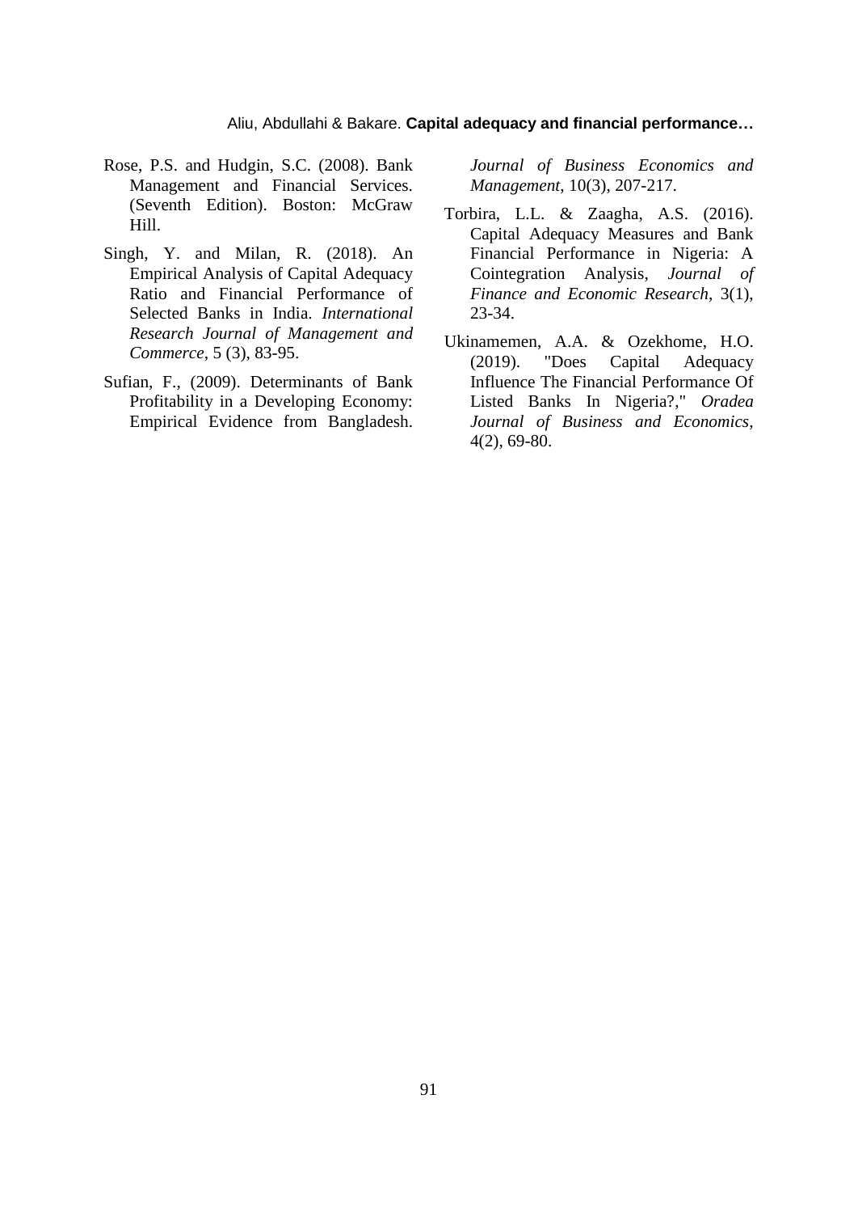Rose, P.S. and Hudgin, S.C. (2008). Bank Management and Financial Services. (Seventh Edition). Boston: McGraw Hill.

Singh, Y. and Milan, R. (2018). An Empirical Analysis of Capital Adequacy Ratio and Financial Performance of Selected Banks in India. *International Research Journal of Management and Commerce*, 5 (3), 83-95.

Sufian, F., (2009). Determinants of Bank Profitability in a Developing Economy: Empirical Evidence from Bangladesh. *Journal of Business Economics and Management*, 10(3), 207-217.

Torbira, L.L. & Zaagha, A.S. (2016). Capital Adequacy Measures and Bank Financial Performance in Nigeria: A Cointegration Analysis, *Journal of Finance and Economic Research*, 3(1), 23-34.

Ukinamemen, A.A. & Ozekhome, H.O. (2019). "Does Capital Adequacy Influence The Financial Performance Of Listed Banks In Nigeria?," *Oradea Journal of Business and Economics*, 4(2), 69-80.